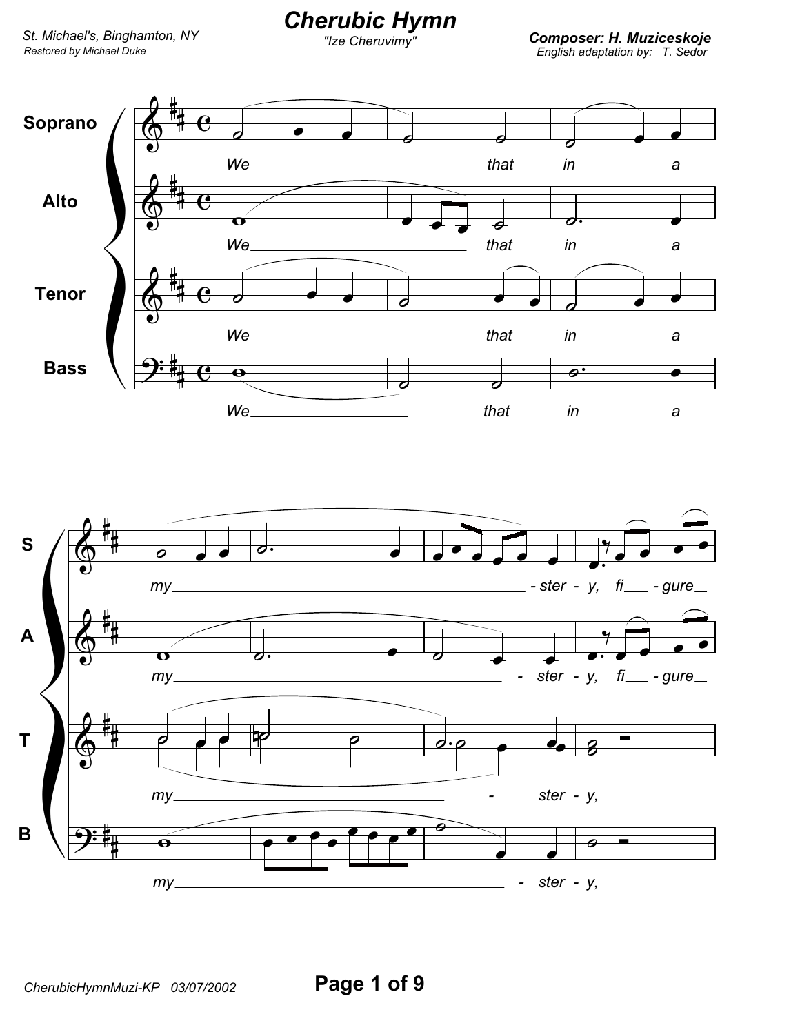# Cherubic Hymn

"Ize Cheruvimy"

St. Michael's, Binghamton, NY
Restored by Michael Duke

**Composer: H. Muziceskoje**
English adaptation by: T. Sedor

Soprano: We ___ that in ___ a
Alto: We ___ that in a
Tenor: We ___ that ___ in ___ a
Bass: We ___ that in a

S: my ___ - ster - y, fi ___ - gure ___
A: my ___ - ster - y, fi ___ - gure ___
T: my ___ - ster - y,
B: my ___ - ster - y,

CherubicHymnMuzi-KP 03/07/2002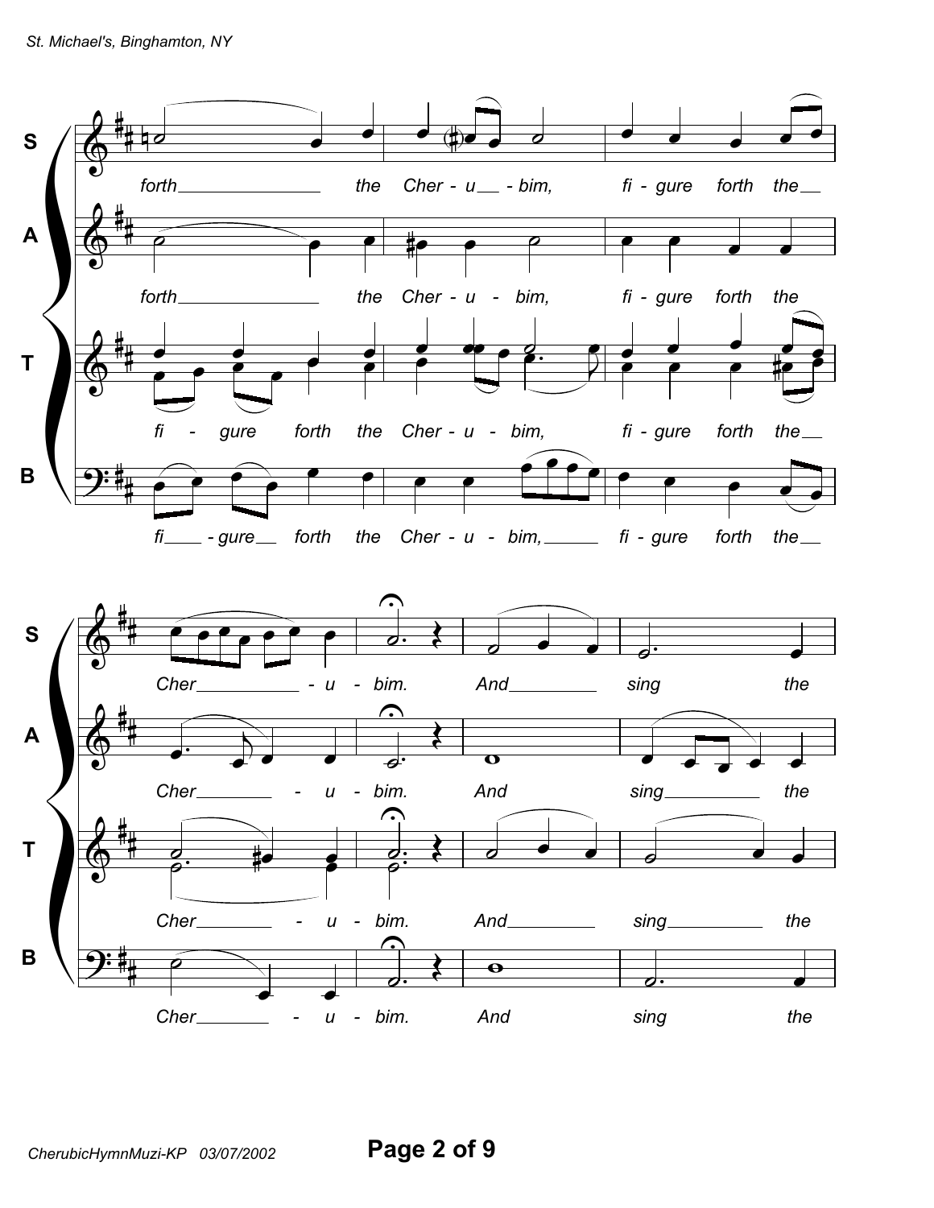**S**

forth the Cher - u - bim, fi - gure forth the

**A**

forth the Cher - u - bim, fi - gure forth the

**T**

fi - gure forth the Cher - u - bim, fi - gure forth the

**B**

fi - gure forth the Cher - u - bim, fi - gure forth the

**S**

Cher - u - bim. And sing the

**A**

Cher - u - bim. And sing the

**T**

Cher - u - bim. And sing the

**B**

Cher - u - bim. And sing the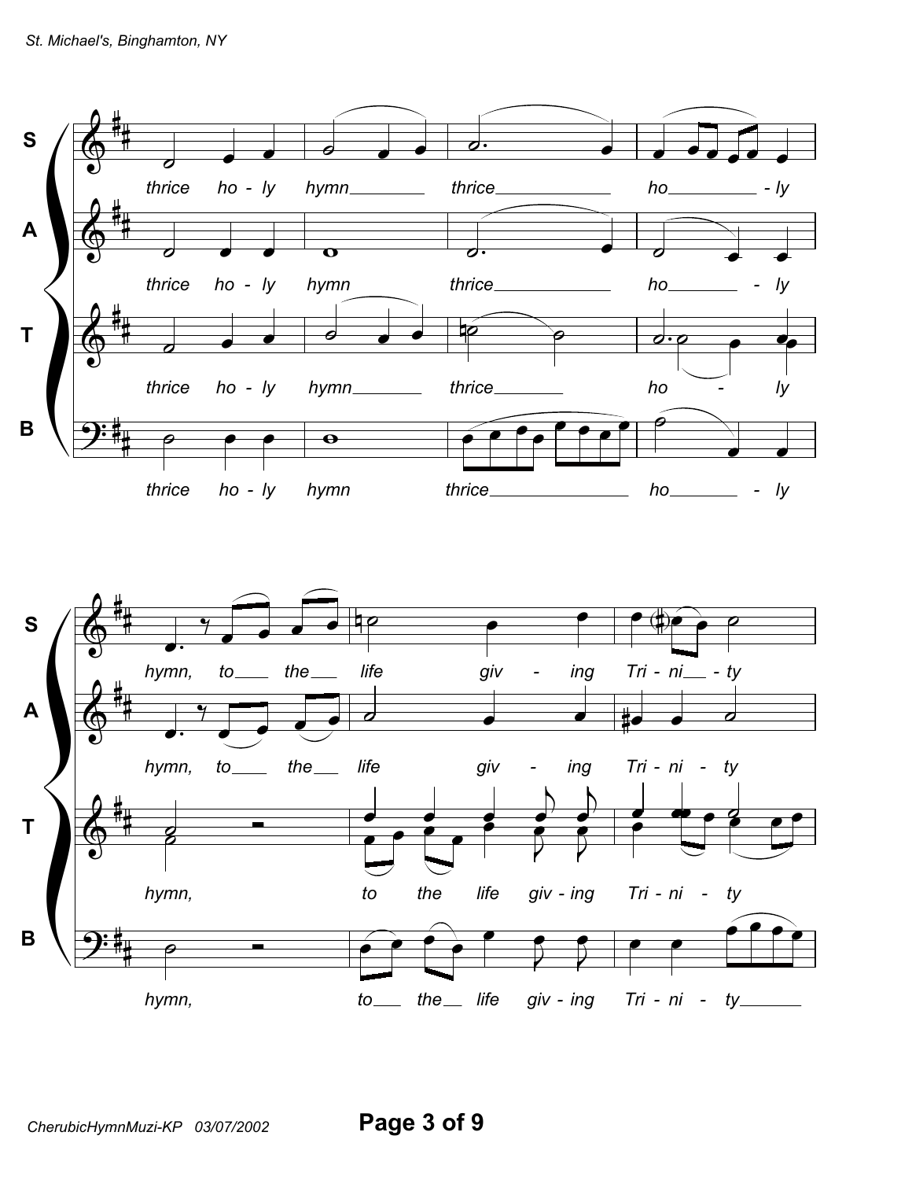**S**: thrice ho - ly hymn thrice ho - ly

**A**: thrice ho - ly hymn thrice ho - ly

**T**: thrice ho - ly hymn thrice ho - ly

**B**: thrice ho - ly hymn thrice ho - ly

**S**: hymn, to the life giv - ing Tri - ni - ty

**A**: hymn, to the life giv - ing Tri - ni - ty

**T**: hymn, to the life giv - ing Tri - ni - ty

**B**: hymn, to the life giv - ing Tri - ni - ty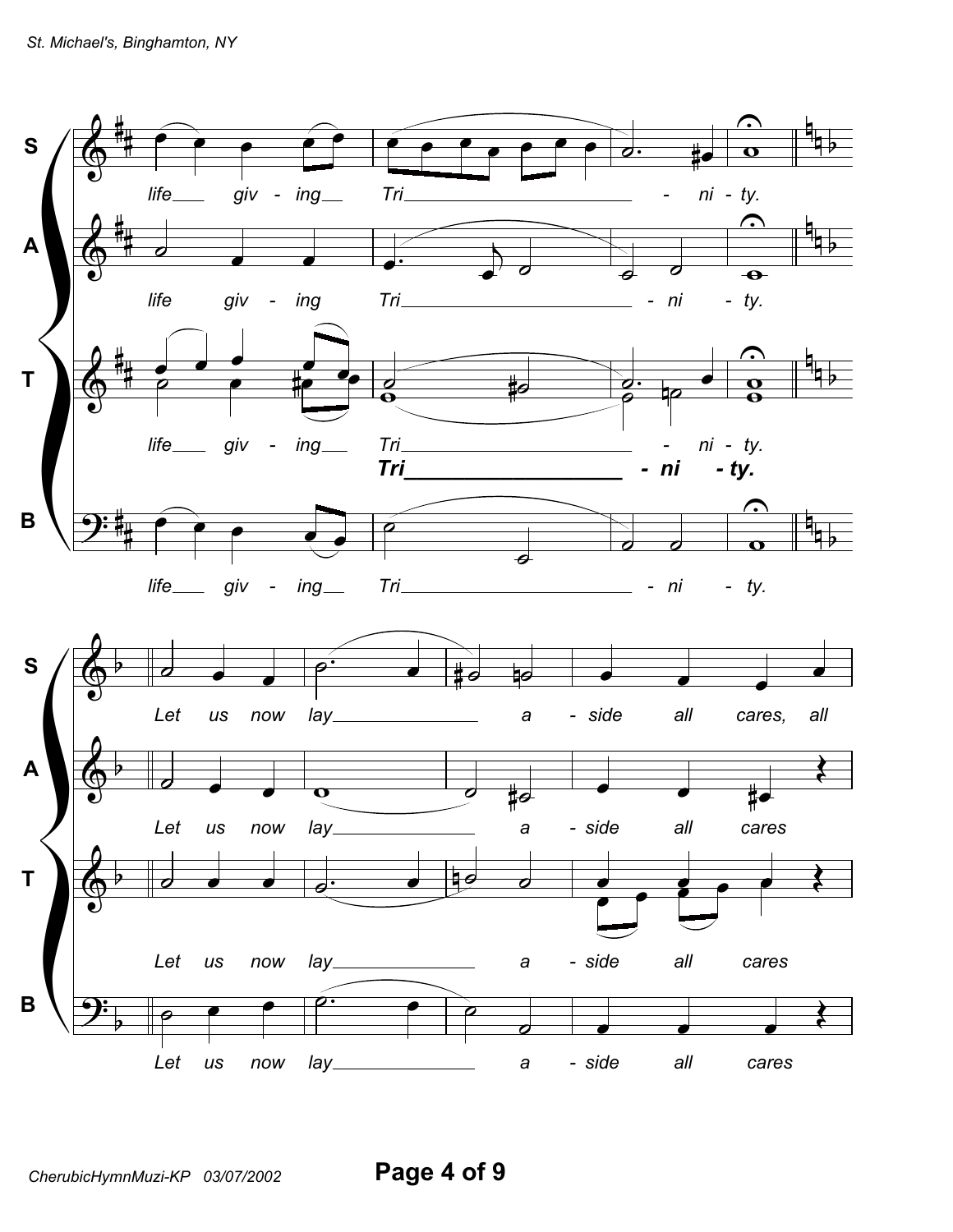S: life giv - ing Tri - ni - ty.

A: life giv - ing Tri - ni - ty.

T: life giv - ing Tri - ni - ty.

**Tri - ni - ty.**

B: life giv - ing Tri - ni - ty.

S: Let us now lay a - side all cares, all

A: Let us now lay a - side all cares

T: Let us now lay a - side all cares

B: Let us now lay a - side all cares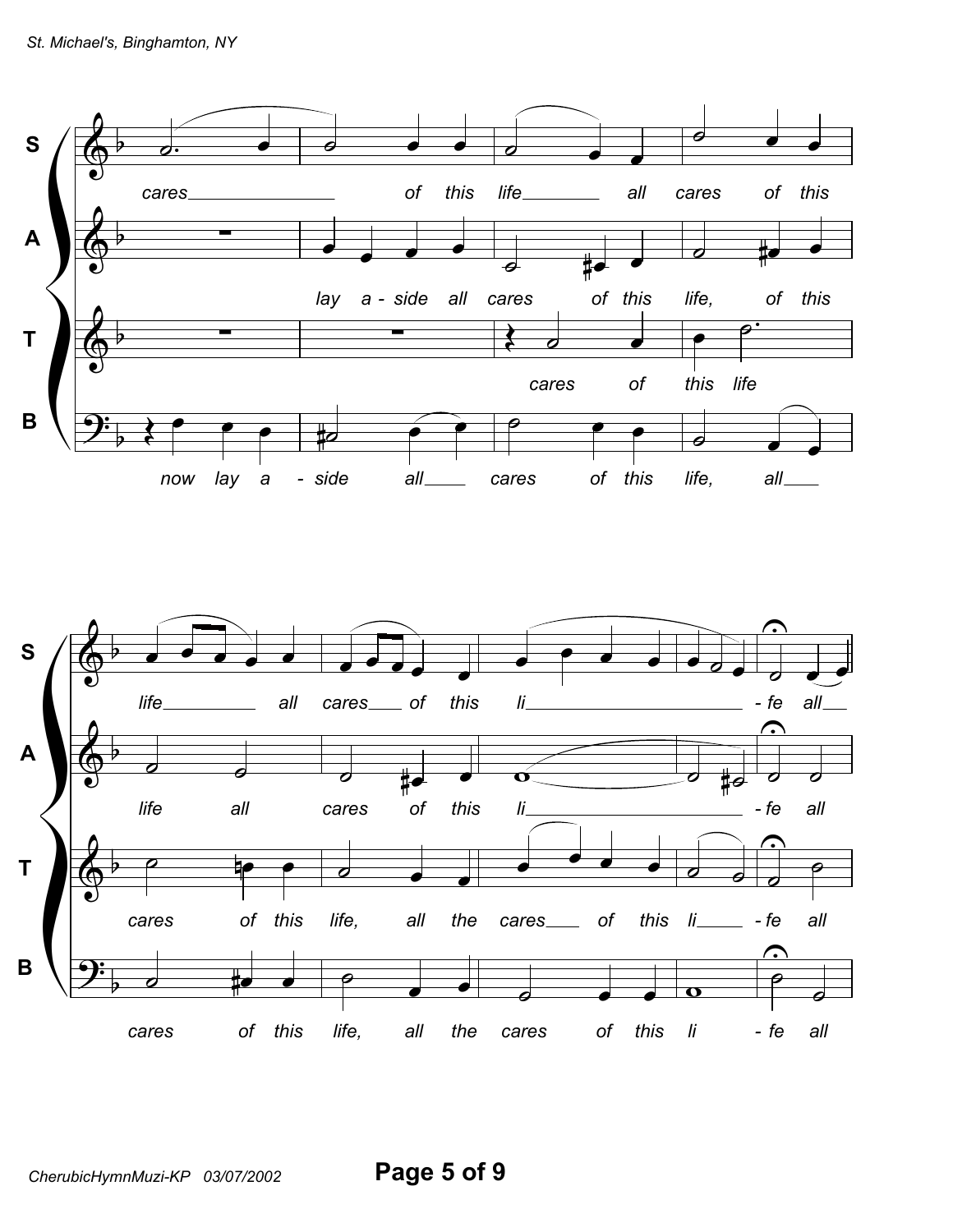S: cares of this life all cares of this

A: lay a - side all cares of this life, of this

T: cares of this life

B: now lay a - side all cares of this life, all

S: life all cares of this li - fe all

A: life all cares of this li - fe all

T: cares of this life, all the cares of this li - fe all

B: cares of this life, all the cares of this li - fe all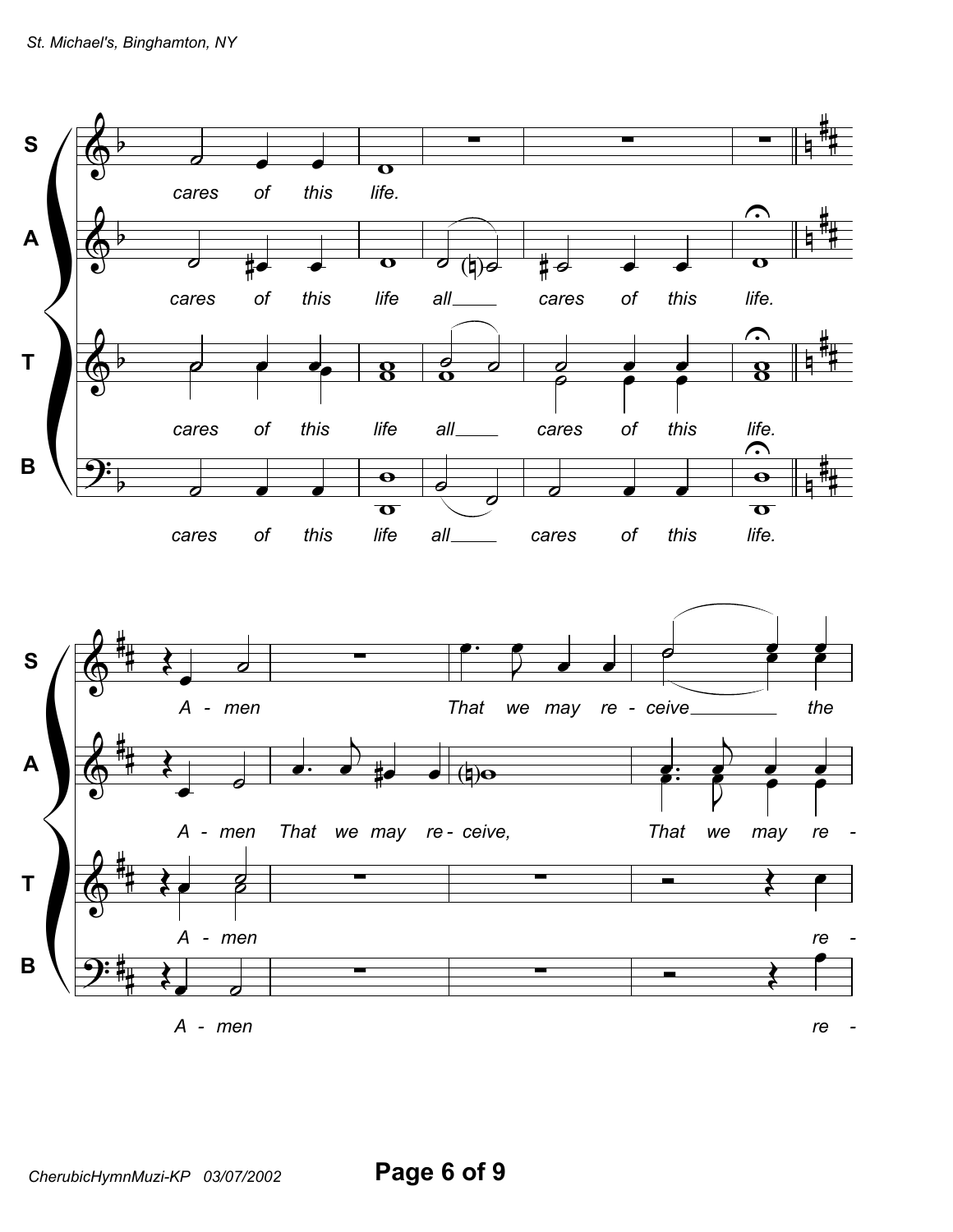**S:** cares of this life.

**A:** cares of this life all\_\_\_\_ cares of this life.

**T:** cares of this life all\_\_\_\_ cares of this life.

**B:** cares of this life all\_\_\_\_ cares of this life.

**S:** A - men That we may re - ceive\_\_\_\_\_\_\_\_ the

**A:** A - men That we may re - ceive, That we may re -

**T:** A - men re -

**B:** A - men re -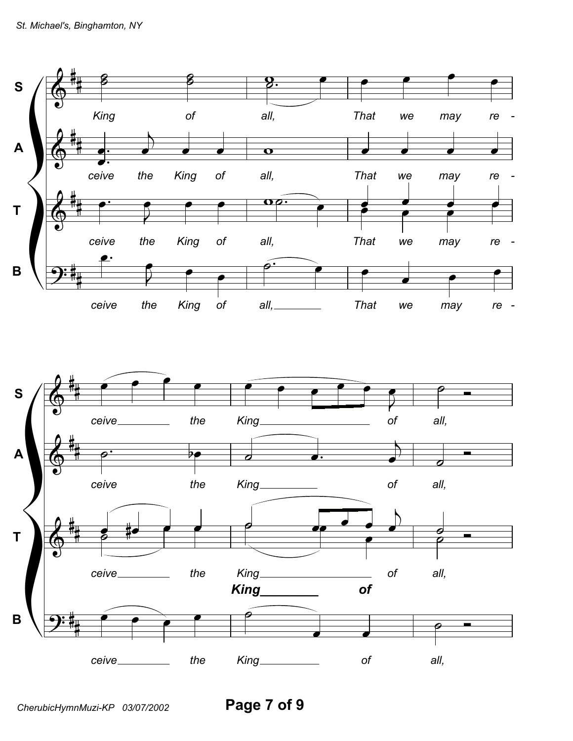**S** King of all, That we may re - ceive the King of all,

**A** ceive the King of all, That we may re - ceive the King of all,

**T** ceive the King of all, That we may re - ceive the King of all,

***King of***

**B** ceive the King of all, That we may re - ceive the King of all,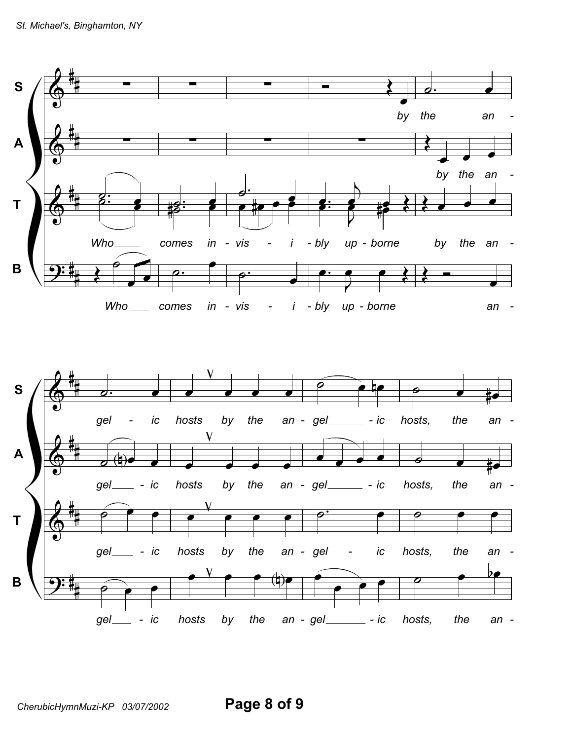**S** — by the an - gel - ic hosts by the an - gel - ic hosts, the an -

**A** — by the an - gel - ic hosts by the an - gel - ic hosts, the an -

**T** — Who comes in - vis - i - bly up - borne by the an - gel - ic hosts by the an - gel - ic hosts, the an -

**B** — Who comes in - vis - i - bly up - borne an - gel - ic hosts by the an - gel - ic hosts, the an -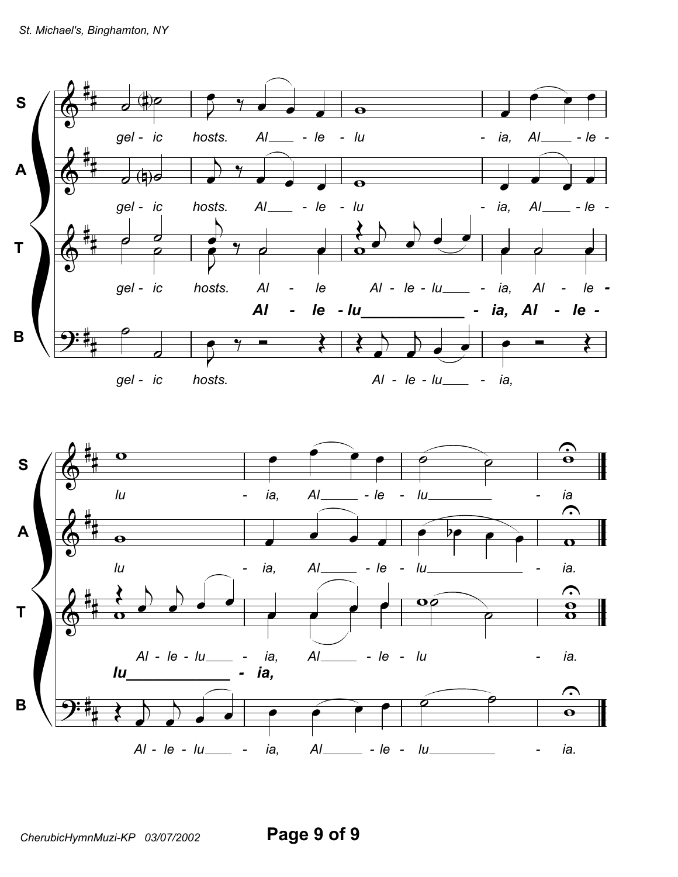S gel - ic hosts. Al___ - le - lu - ia, Al____ - le -

A gel - ic hosts. Al___ - le - lu - ia, Al____ - le -

T gel - ic hosts. Al - le Al - le - lu____ - ia, Al - le -

**Al - le - lu____________ - ia, Al - le -**

B gel - ic hosts. Al - le - lu____ - ia,

S lu - ia, Al_____ - le - lu_________ - ia

A lu - ia, Al_____ - le - lu_____________ - ia.

T Al - le - lu____ - ia, Al_____ - le - lu - ia.

**lu____________ - ia,**

B Al - le - lu____ - ia, Al______ - le - lu_________ - ia.